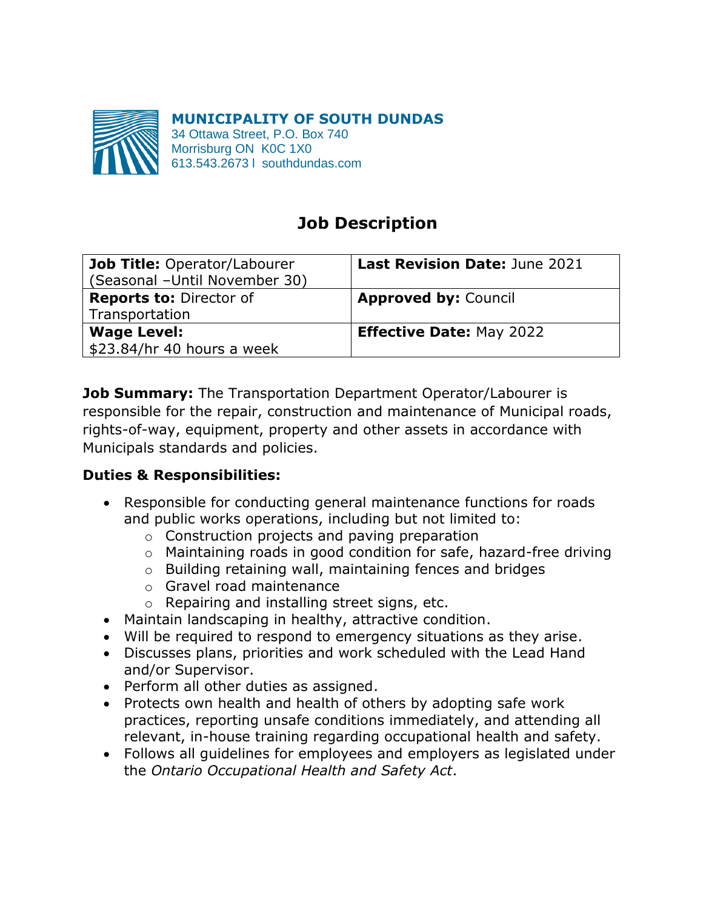**MUNICIPALITY OF SOUTH DUNDAS**
34 Ottawa Street, P.O. Box 740
Morrisburg ON K0C 1X0
613.543.2673 l southdundas.com

# Job Description

| **Job Title:** Operator/Labourer (Seasonal –Until November 30) | **Last Revision Date:** June 2021 |
|---|---|
| **Reports to:** Director of Transportation | **Approved by:** Council |
| **Wage Level:** $23.84/hr 40 hours a week | **Effective Date:** May 2022 |

**Job Summary:** The Transportation Department Operator/Labourer is responsible for the repair, construction and maintenance of Municipal roads, rights-of-way, equipment, property and other assets in accordance with Municipals standards and policies.

**Duties & Responsibilities:**

- Responsible for conducting general maintenance functions for roads and public works operations, including but not limited to:
  - Construction projects and paving preparation
  - Maintaining roads in good condition for safe, hazard-free driving
  - Building retaining wall, maintaining fences and bridges
  - Gravel road maintenance
  - Repairing and installing street signs, etc.
- Maintain landscaping in healthy, attractive condition.
- Will be required to respond to emergency situations as they arise.
- Discusses plans, priorities and work scheduled with the Lead Hand and/or Supervisor.
- Perform all other duties as assigned.
- Protects own health and health of others by adopting safe work practices, reporting unsafe conditions immediately, and attending all relevant, in-house training regarding occupational health and safety.
- Follows all guidelines for employees and employers as legislated under the *Ontario Occupational Health and Safety Act*.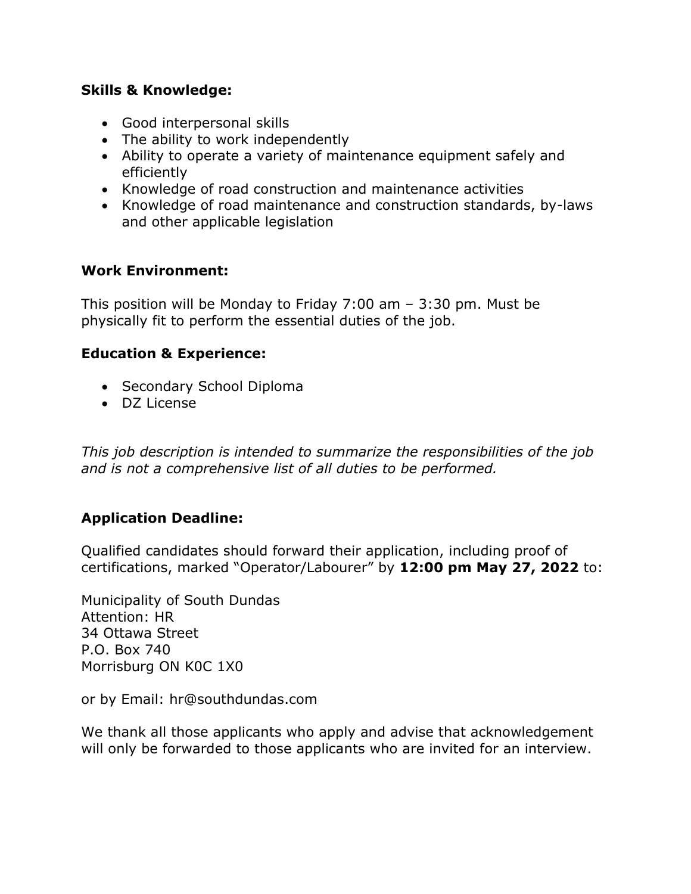**Skills & Knowledge:**

- Good interpersonal skills
- The ability to work independently
- Ability to operate a variety of maintenance equipment safely and efficiently
- Knowledge of road construction and maintenance activities
- Knowledge of road maintenance and construction standards, by-laws and other applicable legislation

**Work Environment:**

This position will be Monday to Friday 7:00 am – 3:30 pm. Must be physically fit to perform the essential duties of the job.

**Education & Experience:**

- Secondary School Diploma
- DZ License

*This job description is intended to summarize the responsibilities of the job and is not a comprehensive list of all duties to be performed.*

**Application Deadline:**

Qualified candidates should forward their application, including proof of certifications, marked "Operator/Labourer" by **12:00 pm May 27, 2022** to:

Municipality of South Dundas
Attention: HR
34 Ottawa Street
P.O. Box 740
Morrisburg ON K0C 1X0

or by Email: hr@southdundas.com

We thank all those applicants who apply and advise that acknowledgement will only be forwarded to those applicants who are invited for an interview.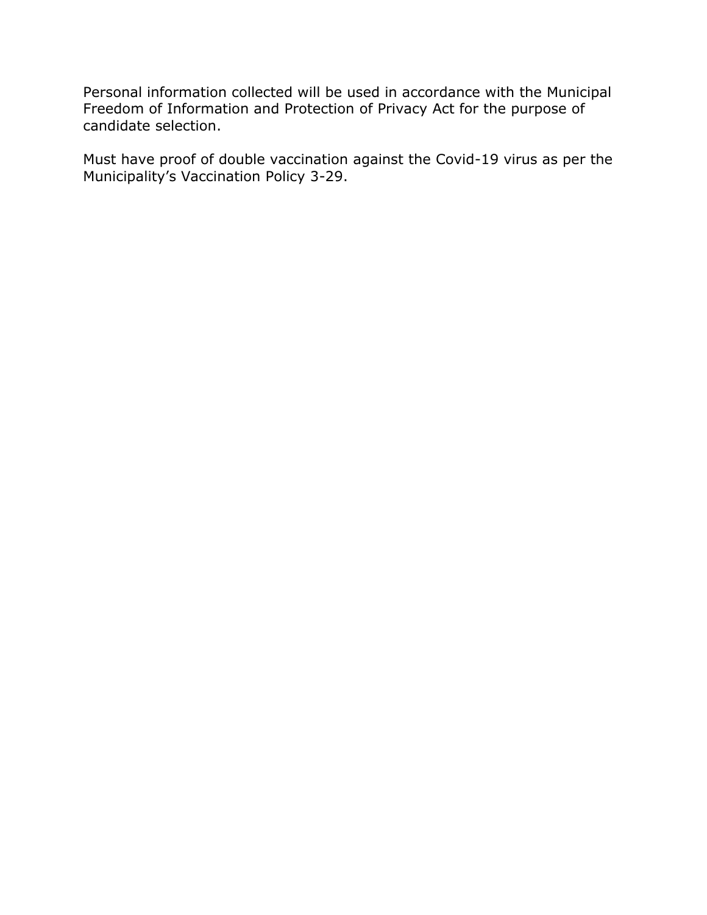Personal information collected will be used in accordance with the Municipal Freedom of Information and Protection of Privacy Act for the purpose of candidate selection.

Must have proof of double vaccination against the Covid-19 virus as per the Municipality's Vaccination Policy 3-29.